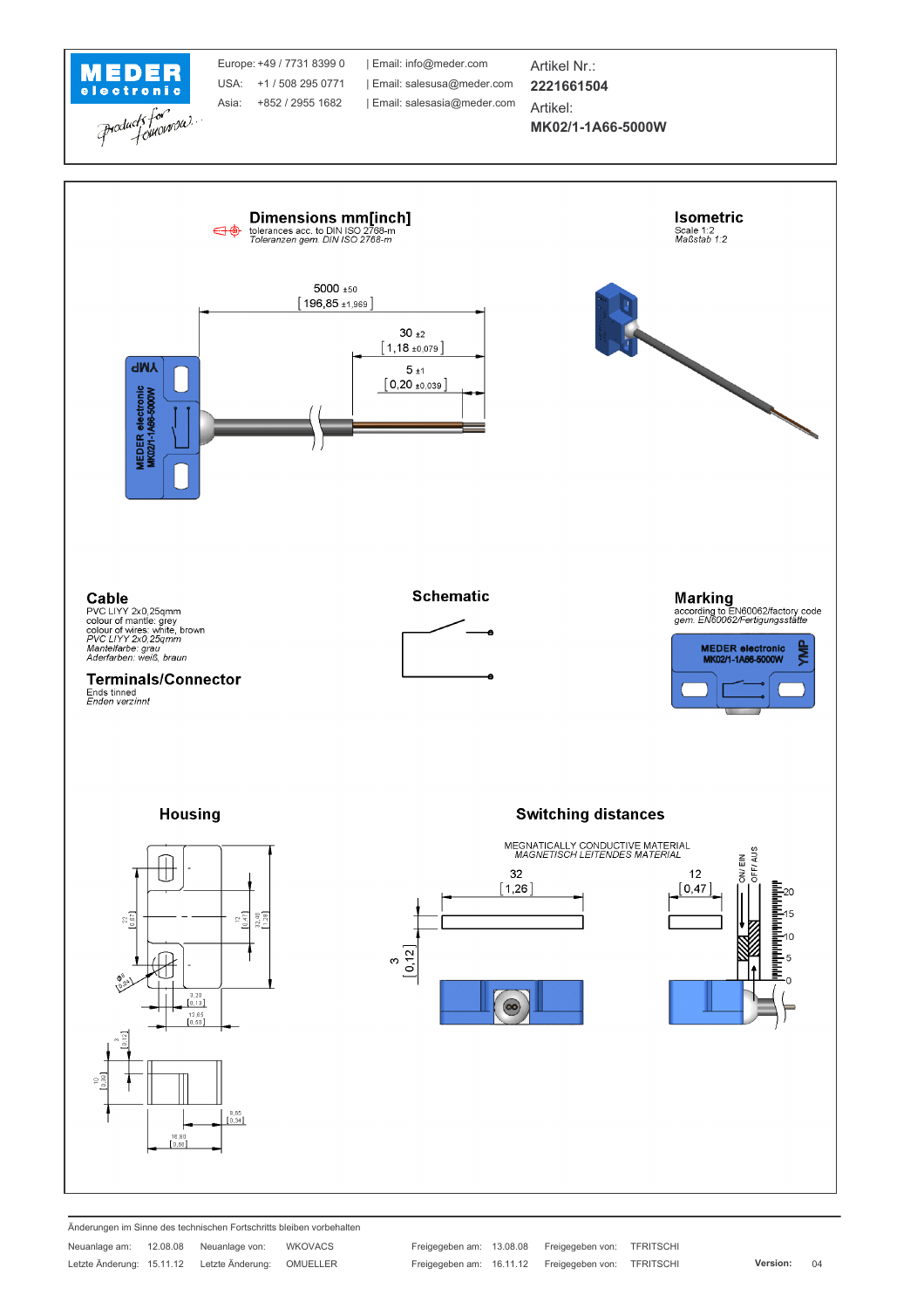**MEDER electronic** *Products for tomorrow...*

| | | |
|---|---|---|
| Europe: +49 / 7731 8399 0 | Email: info@meder.com | Artikel Nr.: **2221661504** |
| USA: +1 / 508 295 0771 | Email: salesusa@meder.com | Artikel: **MK02/1-1A66-5000W** |
| Asia: +852 / 2955 1682 | Email: salesasia@meder.com | |

## Dimensions mm[inch]

tolerances acc. to DIN ISO 2768-m
*Toleranzen gem. DIN ISO 2768-m*

5000 ±50 [196,85 ±1,969]
30 ±2 [1,18 ±0,079]
5 ±1 [0,20 ±0,039]

MEDER electronic MK02/1-1A66-5000W YMP

## Isometric

Scale 1:2
*Maßstab 1:2*

## Cable

PVC LIYY 2x0.25qmm
colour of mantle: grey
colour of wires: white, brown
*PVC LIYY 2x0,25qmm*
*Mantelfarbe: grau*
*Aderfarben: weiß, braun*

## Terminals/Connector

Ends tinned
*Enden verzinnt*

## Schematic

## Marking

according to EN60062/factory code
*gem. EN60062/Fertigungsstätte*

MEDER electronic MK02/1-1A66-5000W YMP

## Housing

12 [0,47]; 12 [0,47]; 32 [1,26]; Ø6 [0,24]; 3,20 [0,13]; 12,65 [0,50]; 3 [0,12]; 10 [0,39]; 8,65 [0,34]; 16,80 [0,66]

## Switching distances

MEGNATICALLY CONDUCTIVE MATERIAL
*MAGNETISCH LEITENDES MATERIAL*

32 [1,26]; 12 [0,47]; 3 [0,12]

ON/ EIN; OFF/ AUS; 0; 5; 10; 15; 20

Änderungen im Sinne des technischen Fortschritts bleiben vorbehalten

| | | | | | | | |
|---|---|---|---|---|---|---|---|
| Neuanlage am: | 12.08.08 | Neuanlage von: | WKOVACS | Freigegeben am: | 13.08.08 | Freigegeben von: | TFRITSCHI |
| Letzte Änderung: | 15.11.12 | Letzte Änderung: | OMUELLER | Freigegeben am: | 16.11.12 | Freigegeben von: | TFRITSCHI |

**Version:** 04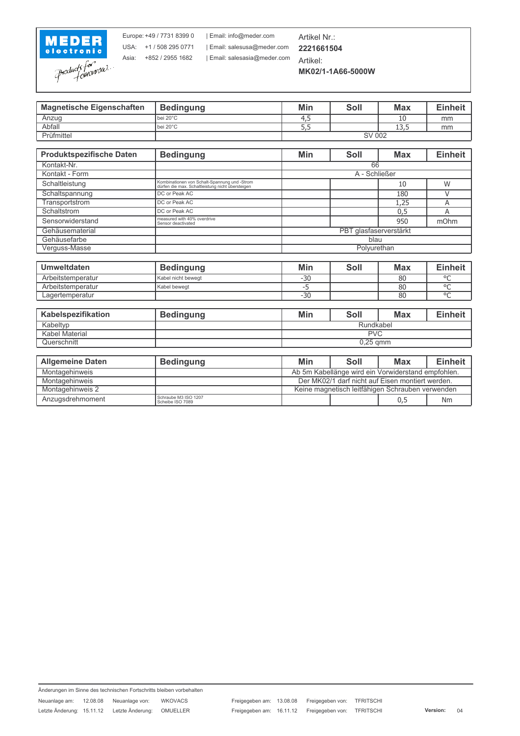Europe: +49 / 7731 8399 0 | Email: info@meder.com
USA: +1 / 508 295 0771 | Email: salesusa@meder.com
Asia: +852 / 2955 1682 | Email: salesasia@meder.com

Artikel Nr.:
**2221661504**
Artikel:
**MK02/1-1A66-5000W**

| Magnetische Eigenschaften | Bedingung | Min | Soll | Max | Einheit |
|---|---|---|---|---|---|
| Anzug | bei 20°C | 4,5 | | 10 | mm |
| Abfall | bei 20°C | 5,5 | | 13,5 | mm |
| Prüfmittel | | SV 002 | | | |

| Produktspezifische Daten | Bedingung | Min | Soll | Max | Einheit |
|---|---|---|---|---|---|
| Kontakt-Nr. | | 66 | | | |
| Kontakt - Form | | A - Schließer | | | |
| Schaltleistung | Kombinationen von Schalt-Spannung und -Strom dürfen die max. Schaltleistung nicht übersteigen | | | 10 | W |
| Schaltspannung | DC or Peak AC | | | 180 | V |
| Transportstrom | DC or Peak AC | | | 1,25 | A |
| Schaltstrom | DC or Peak AC | | | 0,5 | A |
| Sensorwiderstand | measured with 40% overdrive Sensor deactivated | | | 950 | mOhm |
| Gehäusematerial | | PBT glasfaserverstärkt | | | |
| Gehäusefarbe | | blau | | | |
| Verguss-Masse | | Polyurethan | | | |

| Umweltdaten | Bedingung | Min | Soll | Max | Einheit |
|---|---|---|---|---|---|
| Arbeitstemperatur | Kabel nicht bewegt | -30 | | 80 | °C |
| Arbeitstemperatur | Kabel bewegt | -5 | | 80 | °C |
| Lagertemperatur | | -30 | | 80 | °C |

| Kabelspezifikation | Bedingung | Min | Soll | Max | Einheit |
|---|---|---|---|---|---|
| Kabeltyp | | Rundkabel | | | |
| Kabel Material | | PVC | | | |
| Querschnitt | | 0,25 qmm | | | |

| Allgemeine Daten | Bedingung | Min | Soll | Max | Einheit |
|---|---|---|---|---|---|
| Montagehinweis | | Ab 5m Kabellänge wird ein Vorwiderstand empfohlen. | | | |
| Montagehinweis | | Der MK02/1 darf nicht auf Eisen montiert werden. | | | |
| Montagehinweis 2 | | Keine magnetisch leitfähigen Schrauben verwenden | | | |
| Anzugsdrehmoment | Schraube M3 ISO 1207 Scheibe ISO 7089 | | | 0,5 | Nm |

Änderungen im Sinne des technischen Fortschritts bleiben vorbehalten

| | | | | | | | | | |
|---|---|---|---|---|---|---|---|---|---|
| Neuanlage am: | 12.08.08 | Neuanlage von: | WKOVACS | Freigegeben am: | 13.08.08 | Freigegeben von: | TFRITSCHI | | |
| Letzte Änderung: | 15.11.12 | Letzte Änderung: | OMUELLER | Freigegeben am: | 16.11.12 | Freigegeben von: | TFRITSCHI | Version: | 04 |